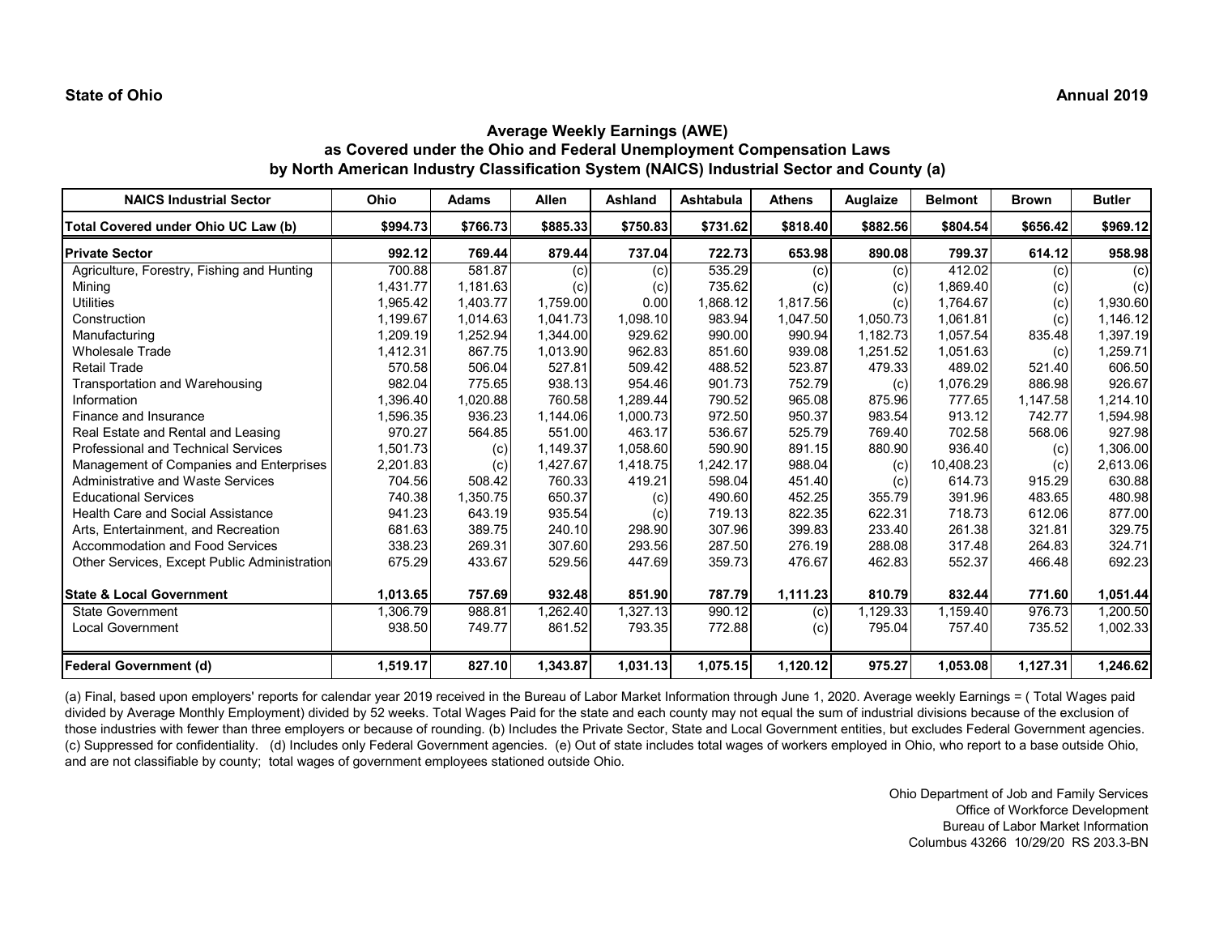**State of Ohio** **Annual 2019**

## Average Weekly Earnings (AWE)
## as Covered under the Ohio and Federal Unemployment Compensation Laws
## by North American Industry Classification System (NAICS) Industrial Sector and County (a)

| NAICS Industrial Sector | Ohio | Adams | Allen | Ashland | Ashtabula | Athens | Auglaize | Belmont | Brown | Butler |
|---|---|---|---|---|---|---|---|---|---|---|
| **Total Covered under Ohio UC Law (b)** | **$994.73** | **$766.73** | **$885.33** | **$750.83** | **$731.62** | **$818.40** | **$882.56** | **$804.54** | **$656.42** | **$969.12** |
| **Private Sector** | **992.12** | **769.44** | **879.44** | **737.04** | **722.73** | **653.98** | **890.08** | **799.37** | **614.12** | **958.98** |
| Agriculture, Forestry, Fishing and Hunting | 700.88 | 581.87 | (c) | (c) | 535.29 | (c) | (c) | 412.02 | (c) | (c) |
| Mining | 1,431.77 | 1,181.63 | (c) | (c) | 735.62 | (c) | (c) | 1,869.40 | (c) | (c) |
| Utilities | 1,965.42 | 1,403.77 | 1,759.00 | 0.00 | 1,868.12 | 1,817.56 | (c) | 1,764.67 | (c) | 1,930.60 |
| Construction | 1,199.67 | 1,014.63 | 1,041.73 | 1,098.10 | 983.94 | 1,047.50 | 1,050.73 | 1,061.81 | (c) | 1,146.12 |
| Manufacturing | 1,209.19 | 1,252.94 | 1,344.00 | 929.62 | 990.00 | 990.94 | 1,182.73 | 1,057.54 | 835.48 | 1,397.19 |
| Wholesale Trade | 1,412.31 | 867.75 | 1,013.90 | 962.83 | 851.60 | 939.08 | 1,251.52 | 1,051.63 | (c) | 1,259.71 |
| Retail Trade | 570.58 | 506.04 | 527.81 | 509.42 | 488.52 | 523.87 | 479.33 | 489.02 | 521.40 | 606.50 |
| Transportation and Warehousing | 982.04 | 775.65 | 938.13 | 954.46 | 901.73 | 752.79 | (c) | 1,076.29 | 886.98 | 926.67 |
| Information | 1,396.40 | 1,020.88 | 760.58 | 1,289.44 | 790.52 | 965.08 | 875.96 | 777.65 | 1,147.58 | 1,214.10 |
| Finance and Insurance | 1,596.35 | 936.23 | 1,144.06 | 1,000.73 | 972.50 | 950.37 | 983.54 | 913.12 | 742.77 | 1,594.98 |
| Real Estate and Rental and Leasing | 970.27 | 564.85 | 551.00 | 463.17 | 536.67 | 525.79 | 769.40 | 702.58 | 568.06 | 927.98 |
| Professional and Technical Services | 1,501.73 | (c) | 1,149.37 | 1,058.60 | 590.90 | 891.15 | 880.90 | 936.40 | (c) | 1,306.00 |
| Management of Companies and Enterprises | 2,201.83 | (c) | 1,427.67 | 1,418.75 | 1,242.17 | 988.04 | (c) | 10,408.23 | (c) | 2,613.06 |
| Administrative and Waste Services | 704.56 | 508.42 | 760.33 | 419.21 | 598.04 | 451.40 | (c) | 614.73 | 915.29 | 630.88 |
| Educational Services | 740.38 | 1,350.75 | 650.37 | (c) | 490.60 | 452.25 | 355.79 | 391.96 | 483.65 | 480.98 |
| Health Care and Social Assistance | 941.23 | 643.19 | 935.54 | (c) | 719.13 | 822.35 | 622.31 | 718.73 | 612.06 | 877.00 |
| Arts, Entertainment, and Recreation | 681.63 | 389.75 | 240.10 | 298.90 | 307.96 | 399.83 | 233.40 | 261.38 | 321.81 | 329.75 |
| Accommodation and Food Services | 338.23 | 269.31 | 307.60 | 293.56 | 287.50 | 276.19 | 288.08 | 317.48 | 264.83 | 324.71 |
| Other Services, Except Public Administration | 675.29 | 433.67 | 529.56 | 447.69 | 359.73 | 476.67 | 462.83 | 552.37 | 466.48 | 692.23 |
| **State & Local Government** | **1,013.65** | **757.69** | **932.48** | **851.90** | **787.79** | **1,111.23** | **810.79** | **832.44** | **771.60** | **1,051.44** |
| State Government | 1,306.79 | 988.81 | 1,262.40 | 1,327.13 | 990.12 | (c) | 1,129.33 | 1,159.40 | 976.73 | 1,200.50 |
| Local Government | 938.50 | 749.77 | 861.52 | 793.35 | 772.88 | (c) | 795.04 | 757.40 | 735.52 | 1,002.33 |
| **Federal Government (d)** | **1,519.17** | **827.10** | **1,343.87** | **1,031.13** | **1,075.15** | **1,120.12** | **975.27** | **1,053.08** | **1,127.31** | **1,246.62** |

(a) Final, based upon employers' reports for calendar year 2019 received in the Bureau of Labor Market Information through June 1, 2020. Average weekly Earnings = ( Total Wages paid divided by Average Monthly Employment) divided by 52 weeks. Total Wages Paid for the state and each county may not equal the sum of industrial divisions because of the exclusion of those industries with fewer than three employers or because of rounding. (b) Includes the Private Sector, State and Local Government entities, but excludes Federal Government agencies. (c) Suppressed for confidentiality. (d) Includes only Federal Government agencies. (e) Out of state includes total wages of workers employed in Ohio, who report to a base outside Ohio, and are not classifiable by county; total wages of government employees stationed outside Ohio.

Ohio Department of Job and Family Services
Office of Workforce Development
Bureau of Labor Market Information
Columbus 43266 10/29/20 RS 203.3-BN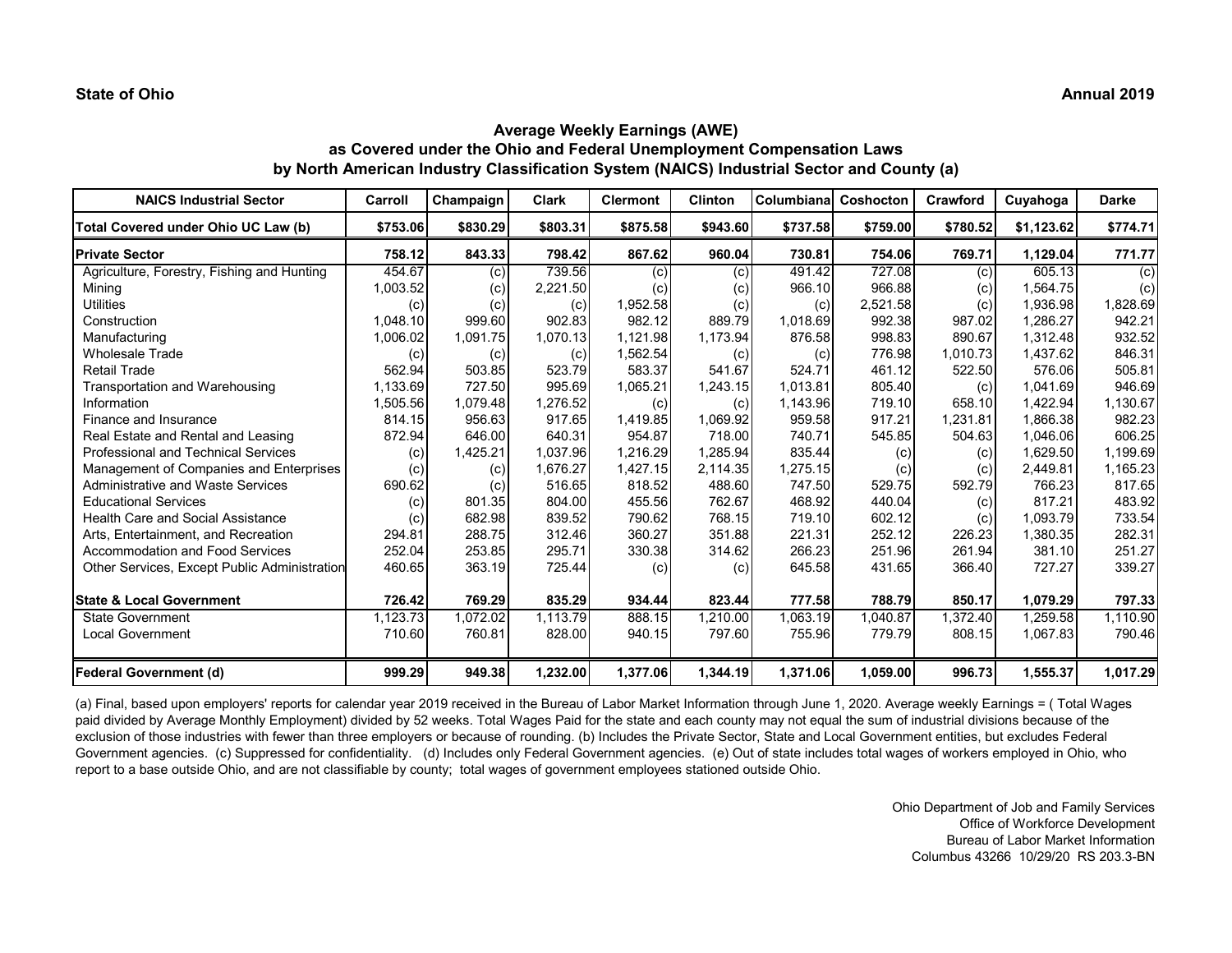**State of Ohio** **Annual 2019**

## Average Weekly Earnings (AWE) as Covered under the Ohio and Federal Unemployment Compensation Laws by North American Industry Classification System (NAICS) Industrial Sector and County (a)

| NAICS Industrial Sector | Carroll | Champaign | Clark | Clermont | Clinton | Columbiana | Coshocton | Crawford | Cuyahoga | Darke |
|---|---|---|---|---|---|---|---|---|---|---|
| **Total Covered under Ohio UC Law (b)** | **$753.06** | **$830.29** | **$803.31** | **$875.58** | **$943.60** | **$737.58** | **$759.00** | **$780.52** | **$1,123.62** | **$774.71** |
| **Private Sector** | **758.12** | **843.33** | **798.42** | **867.62** | **960.04** | **730.81** | **754.06** | **769.71** | **1,129.04** | **771.77** |
| Agriculture, Forestry, Fishing and Hunting | 454.67 | (c) | 739.56 | (c) | (c) | 491.42 | 727.08 | (c) | 605.13 | (c) |
| Mining | 1,003.52 | (c) | 2,221.50 | (c) | (c) | 966.10 | 966.88 | (c) | 1,564.75 | (c) |
| Utilities | (c) | (c) | (c) | 1,952.58 | (c) | (c) | 2,521.58 | (c) | 1,936.98 | 1,828.69 |
| Construction | 1,048.10 | 999.60 | 902.83 | 982.12 | 889.79 | 1,018.69 | 992.38 | 987.02 | 1,286.27 | 942.21 |
| Manufacturing | 1,006.02 | 1,091.75 | 1,070.13 | 1,121.98 | 1,173.94 | 876.58 | 998.83 | 890.67 | 1,312.48 | 932.52 |
| Wholesale Trade | (c) | (c) | (c) | 1,562.54 | (c) | (c) | 776.98 | 1,010.73 | 1,437.62 | 846.31 |
| Retail Trade | 562.94 | 503.85 | 523.79 | 583.37 | 541.67 | 524.71 | 461.12 | 522.50 | 576.06 | 505.81 |
| Transportation and Warehousing | 1,133.69 | 727.50 | 995.69 | 1,065.21 | 1,243.15 | 1,013.81 | 805.40 | (c) | 1,041.69 | 946.69 |
| Information | 1,505.56 | 1,079.48 | 1,276.52 | (c) | (c) | 1,143.96 | 719.10 | 658.10 | 1,422.94 | 1,130.67 |
| Finance and Insurance | 814.15 | 956.63 | 917.65 | 1,419.85 | 1,069.92 | 959.58 | 917.21 | 1,231.81 | 1,866.38 | 982.23 |
| Real Estate and Rental and Leasing | 872.94 | 646.00 | 640.31 | 954.87 | 718.00 | 740.71 | 545.85 | 504.63 | 1,046.06 | 606.25 |
| Professional and Technical Services | (c) | 1,425.21 | 1,037.96 | 1,216.29 | 1,285.94 | 835.44 | (c) | (c) | 1,629.50 | 1,199.69 |
| Management of Companies and Enterprises | (c) | (c) | 1,676.27 | 1,427.15 | 2,114.35 | 1,275.15 | (c) | (c) | 2,449.81 | 1,165.23 |
| Administrative and Waste Services | 690.62 | (c) | 516.65 | 818.52 | 488.60 | 747.50 | 529.75 | 592.79 | 766.23 | 817.65 |
| Educational Services | (c) | 801.35 | 804.00 | 455.56 | 762.67 | 468.92 | 440.04 | (c) | 817.21 | 483.92 |
| Health Care and Social Assistance | (c) | 682.98 | 839.52 | 790.62 | 768.15 | 719.10 | 602.12 | (c) | 1,093.79 | 733.54 |
| Arts, Entertainment, and Recreation | 294.81 | 288.75 | 312.46 | 360.27 | 351.88 | 221.31 | 252.12 | 226.23 | 1,380.35 | 282.31 |
| Accommodation and Food Services | 252.04 | 253.85 | 295.71 | 330.38 | 314.62 | 266.23 | 251.96 | 261.94 | 381.10 | 251.27 |
| Other Services, Except Public Administration | 460.65 | 363.19 | 725.44 | (c) | (c) | 645.58 | 431.65 | 366.40 | 727.27 | 339.27 |
| **State & Local Government** | **726.42** | **769.29** | **835.29** | **934.44** | **823.44** | **777.58** | **788.79** | **850.17** | **1,079.29** | **797.33** |
| State Government | 1,123.73 | 1,072.02 | 1,113.79 | 888.15 | 1,210.00 | 1,063.19 | 1,040.87 | 1,372.40 | 1,259.58 | 1,110.90 |
| Local Government | 710.60 | 760.81 | 828.00 | 940.15 | 797.60 | 755.96 | 779.79 | 808.15 | 1,067.83 | 790.46 |
| **Federal Government (d)** | **999.29** | **949.38** | **1,232.00** | **1,377.06** | **1,344.19** | **1,371.06** | **1,059.00** | **996.73** | **1,555.37** | **1,017.29** |

(a) Final, based upon employers' reports for calendar year 2019 received in the Bureau of Labor Market Information through June 1, 2020. Average weekly Earnings = ( Total Wages paid divided by Average Monthly Employment) divided by 52 weeks. Total Wages Paid for the state and each county may not equal the sum of industrial divisions because of the exclusion of those industries with fewer than three employers or because of rounding. (b) Includes the Private Sector, State and Local Government entities, but excludes Federal Government agencies. (c) Suppressed for confidentiality. (d) Includes only Federal Government agencies. (e) Out of state includes total wages of workers employed in Ohio, who report to a base outside Ohio, and are not classifiable by county; total wages of government employees stationed outside Ohio.

Ohio Department of Job and Family Services
Office of Workforce Development
Bureau of Labor Market Information
Columbus 43266 10/29/20 RS 203.3-BN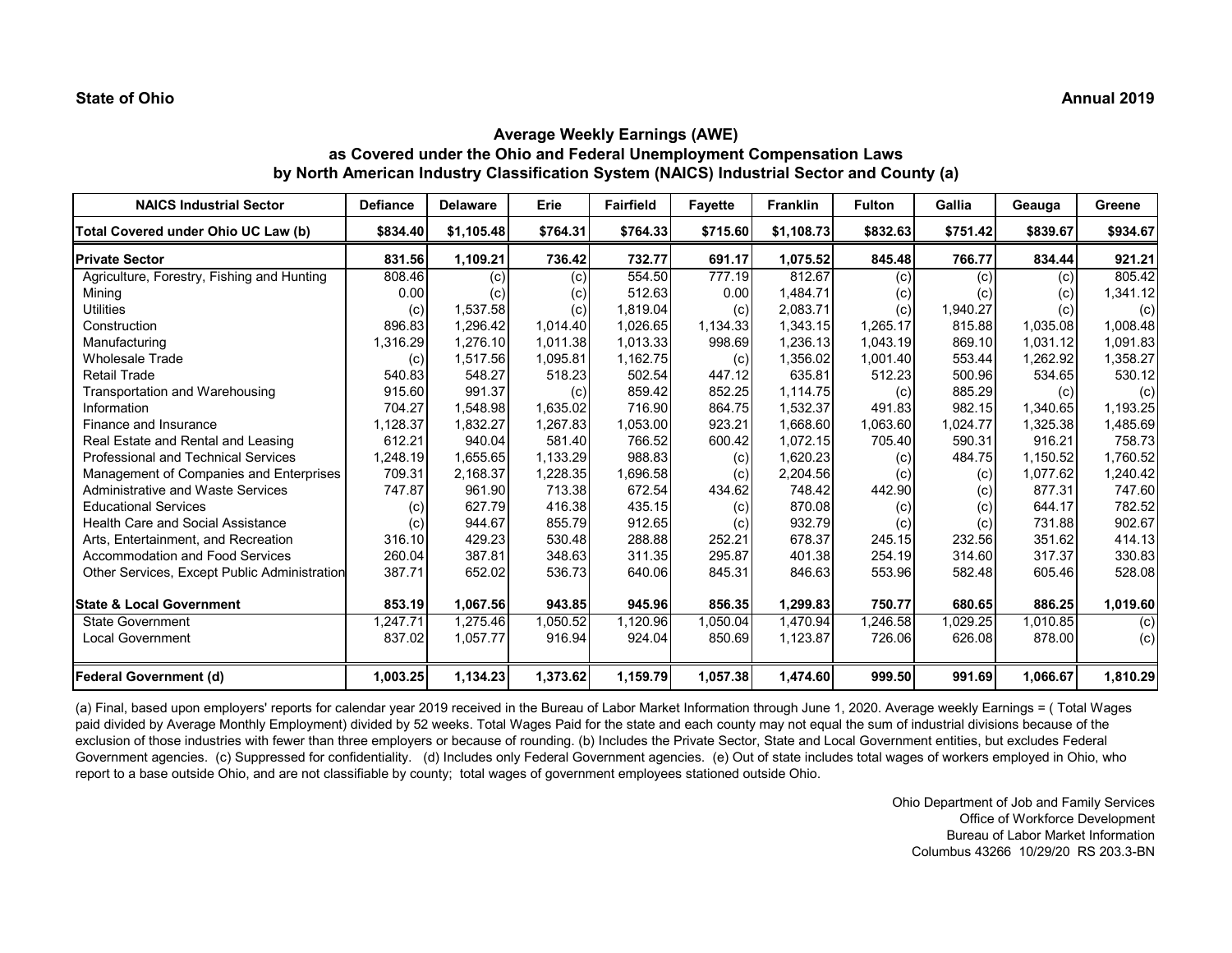**State of Ohio** **Annual 2019**

## Average Weekly Earnings (AWE)
### as Covered under the Ohio and Federal Unemployment Compensation Laws
### by North American Industry Classification System (NAICS) Industrial Sector and County (a)

| NAICS Industrial Sector | Defiance | Delaware | Erie | Fairfield | Fayette | Franklin | Fulton | Gallia | Geauga | Greene |
|---|---|---|---|---|---|---|---|---|---|---|
| **Total Covered under Ohio UC Law (b)** | **$834.40** | **$1,105.48** | **$764.31** | **$764.33** | **$715.60** | **$1,108.73** | **$832.63** | **$751.42** | **$839.67** | **$934.67** |
| **Private Sector** | **831.56** | **1,109.21** | **736.42** | **732.77** | **691.17** | **1,075.52** | **845.48** | **766.77** | **834.44** | **921.21** |
| Agriculture, Forestry, Fishing and Hunting | 808.46 | (c) | (c) | 554.50 | 777.19 | 812.67 | (c) | (c) | (c) | 805.42 |
| Mining | 0.00 | (c) | (c) | 512.63 | 0.00 | 1,484.71 | (c) | (c) | (c) | 1,341.12 |
| Utilities | (c) | 1,537.58 | (c) | 1,819.04 | (c) | 2,083.71 | (c) | 1,940.27 | (c) | (c) |
| Construction | 896.83 | 1,296.42 | 1,014.40 | 1,026.65 | 1,134.33 | 1,343.15 | 1,265.17 | 815.88 | 1,035.08 | 1,008.48 |
| Manufacturing | 1,316.29 | 1,276.10 | 1,011.38 | 1,013.33 | 998.69 | 1,236.13 | 1,043.19 | 869.10 | 1,031.12 | 1,091.83 |
| Wholesale Trade | (c) | 1,517.56 | 1,095.81 | 1,162.75 | (c) | 1,356.02 | 1,001.40 | 553.44 | 1,262.92 | 1,358.27 |
| Retail Trade | 540.83 | 548.27 | 518.23 | 502.54 | 447.12 | 635.81 | 512.23 | 500.96 | 534.65 | 530.12 |
| Transportation and Warehousing | 915.60 | 991.37 | (c) | 859.42 | 852.25 | 1,114.75 | (c) | 885.29 | (c) | (c) |
| Information | 704.27 | 1,548.98 | 1,635.02 | 716.90 | 864.75 | 1,532.37 | 491.83 | 982.15 | 1,340.65 | 1,193.25 |
| Finance and Insurance | 1,128.37 | 1,832.27 | 1,267.83 | 1,053.00 | 923.21 | 1,668.60 | 1,063.60 | 1,024.77 | 1,325.38 | 1,485.69 |
| Real Estate and Rental and Leasing | 612.21 | 940.04 | 581.40 | 766.52 | 600.42 | 1,072.15 | 705.40 | 590.31 | 916.21 | 758.73 |
| Professional and Technical Services | 1,248.19 | 1,655.65 | 1,133.29 | 988.83 | (c) | 1,620.23 | (c) | 484.75 | 1,150.52 | 1,760.52 |
| Management of Companies and Enterprises | 709.31 | 2,168.37 | 1,228.35 | 1,696.58 | (c) | 2,204.56 | (c) | (c) | 1,077.62 | 1,240.42 |
| Administrative and Waste Services | 747.87 | 961.90 | 713.38 | 672.54 | 434.62 | 748.42 | 442.90 | (c) | 877.31 | 747.60 |
| Educational Services | (c) | 627.79 | 416.38 | 435.15 | (c) | 870.08 | (c) | (c) | 644.17 | 782.52 |
| Health Care and Social Assistance | (c) | 944.67 | 855.79 | 912.65 | (c) | 932.79 | (c) | (c) | 731.88 | 902.67 |
| Arts, Entertainment, and Recreation | 316.10 | 429.23 | 530.48 | 288.88 | 252.21 | 678.37 | 245.15 | 232.56 | 351.62 | 414.13 |
| Accommodation and Food Services | 260.04 | 387.81 | 348.63 | 311.35 | 295.87 | 401.38 | 254.19 | 314.60 | 317.37 | 330.83 |
| Other Services, Except Public Administration | 387.71 | 652.02 | 536.73 | 640.06 | 845.31 | 846.63 | 553.96 | 582.48 | 605.46 | 528.08 |
| **State & Local Government** | **853.19** | **1,067.56** | **943.85** | **945.96** | **856.35** | **1,299.83** | **750.77** | **680.65** | **886.25** | **1,019.60** |
| State Government | 1,247.71 | 1,275.46 | 1,050.52 | 1,120.96 | 1,050.04 | 1,470.94 | 1,246.58 | 1,029.25 | 1,010.85 | (c) |
| Local Government | 837.02 | 1,057.77 | 916.94 | 924.04 | 850.69 | 1,123.87 | 726.06 | 626.08 | 878.00 | (c) |
| **Federal Government (d)** | **1,003.25** | **1,134.23** | **1,373.62** | **1,159.79** | **1,057.38** | **1,474.60** | **999.50** | **991.69** | **1,066.67** | **1,810.29** |

(a) Final, based upon employers' reports for calendar year 2019 received in the Bureau of Labor Market Information through June 1, 2020. Average weekly Earnings = ( Total Wages paid divided by Average Monthly Employment) divided by 52 weeks. Total Wages Paid for the state and each county may not equal the sum of industrial divisions because of the exclusion of those industries with fewer than three employers or because of rounding. (b) Includes the Private Sector, State and Local Government entities, but excludes Federal Government agencies. (c) Suppressed for confidentiality. (d) Includes only Federal Government agencies. (e) Out of state includes total wages of workers employed in Ohio, who report to a base outside Ohio, and are not classifiable by county; total wages of government employees stationed outside Ohio.

Ohio Department of Job and Family Services
Office of Workforce Development
Bureau of Labor Market Information
Columbus 43266 10/29/20 RS 203.3-BN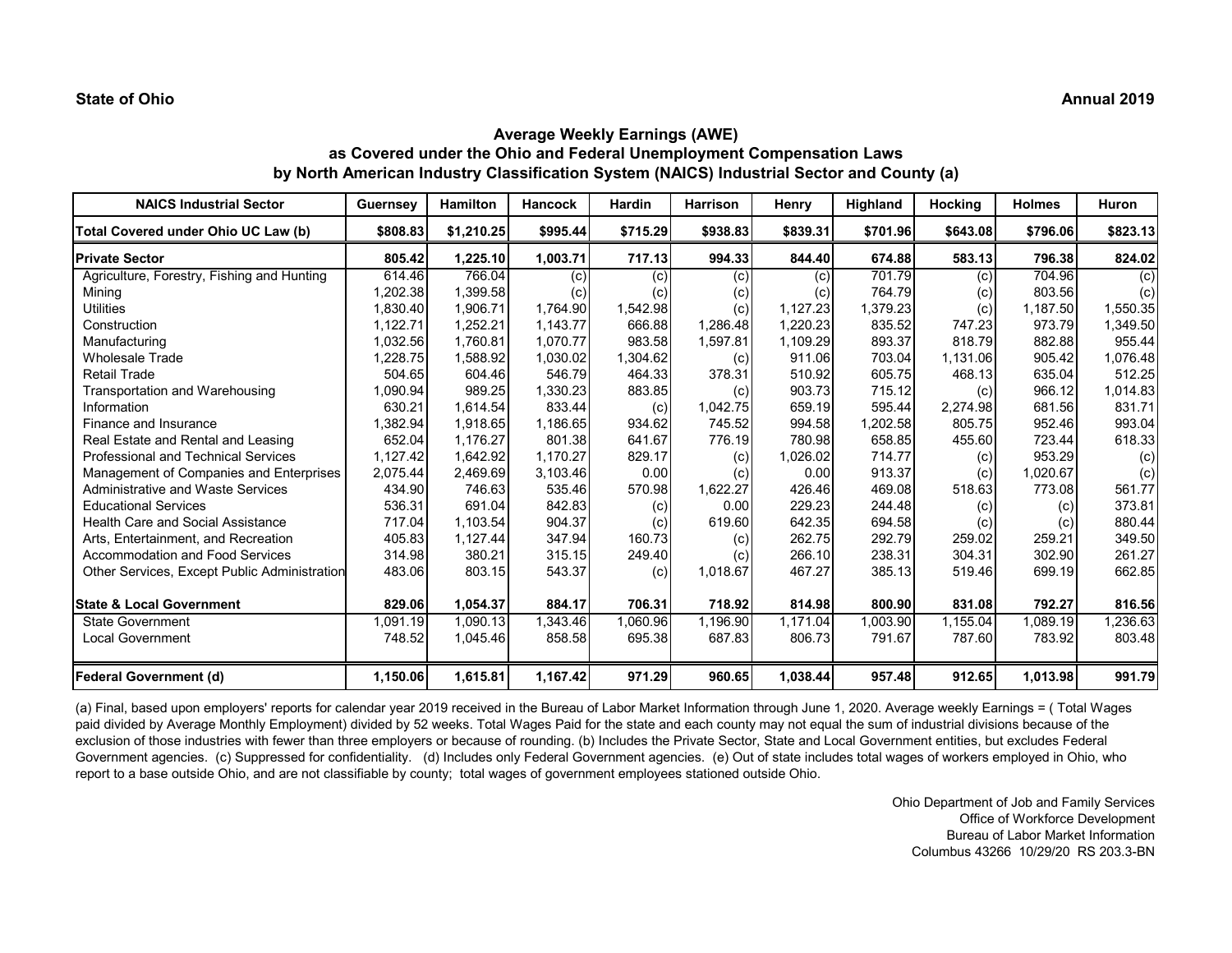**State of Ohio** **Annual 2019**

## Average Weekly Earnings (AWE) as Covered under the Ohio and Federal Unemployment Compensation Laws by North American Industry Classification System (NAICS) Industrial Sector and County (a)

| NAICS Industrial Sector | Guernsey | Hamilton | Hancock | Hardin | Harrison | Henry | Highland | Hocking | Holmes | Huron |
|---|---|---|---|---|---|---|---|---|---|---|
| **Total Covered under Ohio UC Law (b)** | **$808.83** | **$1,210.25** | **$995.44** | **$715.29** | **$938.83** | **$839.31** | **$701.96** | **$643.08** | **$796.06** | **$823.13** |
| **Private Sector** | **805.42** | **1,225.10** | **1,003.71** | **717.13** | **994.33** | **844.40** | **674.88** | **583.13** | **796.38** | **824.02** |
| Agriculture, Forestry, Fishing and Hunting | 614.46 | 766.04 | (c) | (c) | (c) | (c) | 701.79 | (c) | 704.96 | (c) |
| Mining | 1,202.38 | 1,399.58 | (c) | (c) | (c) | (c) | 764.79 | (c) | 803.56 | (c) |
| Utilities | 1,830.40 | 1,906.71 | 1,764.90 | 1,542.98 | (c) | 1,127.23 | 1,379.23 | (c) | 1,187.50 | 1,550.35 |
| Construction | 1,122.71 | 1,252.21 | 1,143.77 | 666.88 | 1,286.48 | 1,220.23 | 835.52 | 747.23 | 973.79 | 1,349.50 |
| Manufacturing | 1,032.56 | 1,760.81 | 1,070.77 | 983.58 | 1,597.81 | 1,109.29 | 893.37 | 818.79 | 882.88 | 955.44 |
| Wholesale Trade | 1,228.75 | 1,588.92 | 1,030.02 | 1,304.62 | (c) | 911.06 | 703.04 | 1,131.06 | 905.42 | 1,076.48 |
| Retail Trade | 504.65 | 604.46 | 546.79 | 464.33 | 378.31 | 510.92 | 605.75 | 468.13 | 635.04 | 512.25 |
| Transportation and Warehousing | 1,090.94 | 989.25 | 1,330.23 | 883.85 | (c) | 903.73 | 715.12 | (c) | 966.12 | 1,014.83 |
| Information | 630.21 | 1,614.54 | 833.44 | (c) | 1,042.75 | 659.19 | 595.44 | 2,274.98 | 681.56 | 831.71 |
| Finance and Insurance | 1,382.94 | 1,918.65 | 1,186.65 | 934.62 | 745.52 | 994.58 | 1,202.58 | 805.75 | 952.46 | 993.04 |
| Real Estate and Rental and Leasing | 652.04 | 1,176.27 | 801.38 | 641.67 | 776.19 | 780.98 | 658.85 | 455.60 | 723.44 | 618.33 |
| Professional and Technical Services | 1,127.42 | 1,642.92 | 1,170.27 | 829.17 | (c) | 1,026.02 | 714.77 | (c) | 953.29 | (c) |
| Management of Companies and Enterprises | 2,075.44 | 2,469.69 | 3,103.46 | 0.00 | (c) | 0.00 | 913.37 | (c) | 1,020.67 | (c) |
| Administrative and Waste Services | 434.90 | 746.63 | 535.46 | 570.98 | 1,622.27 | 426.46 | 469.08 | 518.63 | 773.08 | 561.77 |
| Educational Services | 536.31 | 691.04 | 842.83 | (c) | 0.00 | 229.23 | 244.48 | (c) | (c) | 373.81 |
| Health Care and Social Assistance | 717.04 | 1,103.54 | 904.37 | (c) | 619.60 | 642.35 | 694.58 | (c) | (c) | 880.44 |
| Arts, Entertainment, and Recreation | 405.83 | 1,127.44 | 347.94 | 160.73 | (c) | 262.75 | 292.79 | 259.02 | 259.21 | 349.50 |
| Accommodation and Food Services | 314.98 | 380.21 | 315.15 | 249.40 | (c) | 266.10 | 238.31 | 304.31 | 302.90 | 261.27 |
| Other Services, Except Public Administration | 483.06 | 803.15 | 543.37 | (c) | 1,018.67 | 467.27 | 385.13 | 519.46 | 699.19 | 662.85 |
| **State & Local Government** | **829.06** | **1,054.37** | **884.17** | **706.31** | **718.92** | **814.98** | **800.90** | **831.08** | **792.27** | **816.56** |
| State Government | 1,091.19 | 1,090.13 | 1,343.46 | 1,060.96 | 1,196.90 | 1,171.04 | 1,003.90 | 1,155.04 | 1,089.19 | 1,236.63 |
| Local Government | 748.52 | 1,045.46 | 858.58 | 695.38 | 687.83 | 806.73 | 791.67 | 787.60 | 783.92 | 803.48 |
| **Federal Government (d)** | **1,150.06** | **1,615.81** | **1,167.42** | **971.29** | **960.65** | **1,038.44** | **957.48** | **912.65** | **1,013.98** | **991.79** |

(a) Final, based upon employers' reports for calendar year 2019 received in the Bureau of Labor Market Information through June 1, 2020. Average weekly Earnings = ( Total Wages paid divided by Average Monthly Employment) divided by 52 weeks. Total Wages Paid for the state and each county may not equal the sum of industrial divisions because of the exclusion of those industries with fewer than three employers or because of rounding. (b) Includes the Private Sector, State and Local Government entities, but excludes Federal Government agencies. (c) Suppressed for confidentiality. (d) Includes only Federal Government agencies. (e) Out of state includes total wages of workers employed in Ohio, who report to a base outside Ohio, and are not classifiable by county; total wages of government employees stationed outside Ohio.

Ohio Department of Job and Family Services
Office of Workforce Development
Bureau of Labor Market Information
Columbus 43266 10/29/20 RS 203.3-BN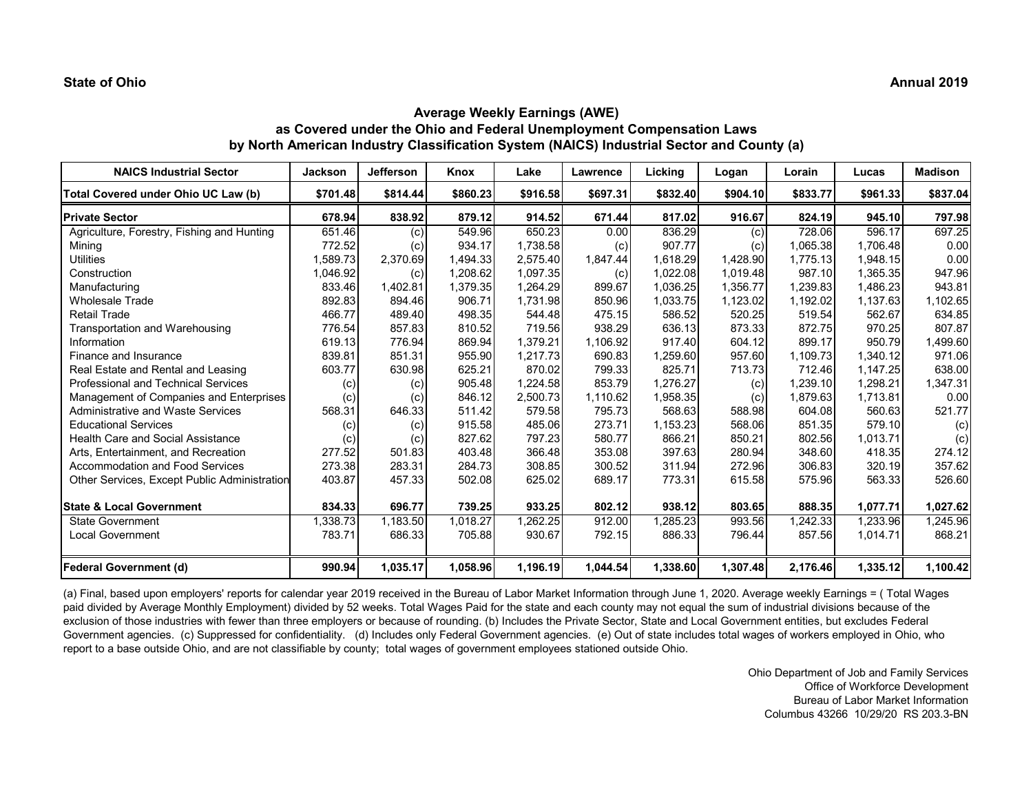**State of Ohio** **Annual 2019**

## Average Weekly Earnings (AWE)
## as Covered under the Ohio and Federal Unemployment Compensation Laws
## by North American Industry Classification System (NAICS) Industrial Sector and County (a)

| NAICS Industrial Sector | Jackson | Jefferson | Knox | Lake | Lawrence | Licking | Logan | Lorain | Lucas | Madison |
|---|---|---|---|---|---|---|---|---|---|---|
| **Total Covered under Ohio UC Law (b)** | **$701.48** | **$814.44** | **$860.23** | **$916.58** | **$697.31** | **$832.40** | **$904.10** | **$833.77** | **$961.33** | **$837.04** |
| **Private Sector** | **678.94** | **838.92** | **879.12** | **914.52** | **671.44** | **817.02** | **916.67** | **824.19** | **945.10** | **797.98** |
| Agriculture, Forestry, Fishing and Hunting | 651.46 | (c) | 549.96 | 650.23 | 0.00 | 836.29 | (c) | 728.06 | 596.17 | 697.25 |
| Mining | 772.52 | (c) | 934.17 | 1,738.58 | (c) | 907.77 | (c) | 1,065.38 | 1,706.48 | 0.00 |
| Utilities | 1,589.73 | 2,370.69 | 1,494.33 | 2,575.40 | 1,847.44 | 1,618.29 | 1,428.90 | 1,775.13 | 1,948.15 | 0.00 |
| Construction | 1,046.92 | (c) | 1,208.62 | 1,097.35 | (c) | 1,022.08 | 1,019.48 | 987.10 | 1,365.35 | 947.96 |
| Manufacturing | 833.46 | 1,402.81 | 1,379.35 | 1,264.29 | 899.67 | 1,036.25 | 1,356.77 | 1,239.83 | 1,486.23 | 943.81 |
| Wholesale Trade | 892.83 | 894.46 | 906.71 | 1,731.98 | 850.96 | 1,033.75 | 1,123.02 | 1,192.02 | 1,137.63 | 1,102.65 |
| Retail Trade | 466.77 | 489.40 | 498.35 | 544.48 | 475.15 | 586.52 | 520.25 | 519.54 | 562.67 | 634.85 |
| Transportation and Warehousing | 776.54 | 857.83 | 810.52 | 719.56 | 938.29 | 636.13 | 873.33 | 872.75 | 970.25 | 807.87 |
| Information | 619.13 | 776.94 | 869.94 | 1,379.21 | 1,106.92 | 917.40 | 604.12 | 899.17 | 950.79 | 1,499.60 |
| Finance and Insurance | 839.81 | 851.31 | 955.90 | 1,217.73 | 690.83 | 1,259.60 | 957.60 | 1,109.73 | 1,340.12 | 971.06 |
| Real Estate and Rental and Leasing | 603.77 | 630.98 | 625.21 | 870.02 | 799.33 | 825.71 | 713.73 | 712.46 | 1,147.25 | 638.00 |
| Professional and Technical Services | (c) | (c) | 905.48 | 1,224.58 | 853.79 | 1,276.27 | (c) | 1,239.10 | 1,298.21 | 1,347.31 |
| Management of Companies and Enterprises | (c) | (c) | 846.12 | 2,500.73 | 1,110.62 | 1,958.35 | (c) | 1,879.63 | 1,713.81 | 0.00 |
| Administrative and Waste Services | 568.31 | 646.33 | 511.42 | 579.58 | 795.73 | 568.63 | 588.98 | 604.08 | 560.63 | 521.77 |
| Educational Services | (c) | (c) | 915.58 | 485.06 | 273.71 | 1,153.23 | 568.06 | 851.35 | 579.10 | (c) |
| Health Care and Social Assistance | (c) | (c) | 827.62 | 797.23 | 580.77 | 866.21 | 850.21 | 802.56 | 1,013.71 | (c) |
| Arts, Entertainment, and Recreation | 277.52 | 501.83 | 403.48 | 366.48 | 353.08 | 397.63 | 280.94 | 348.60 | 418.35 | 274.12 |
| Accommodation and Food Services | 273.38 | 283.31 | 284.73 | 308.85 | 300.52 | 311.94 | 272.96 | 306.83 | 320.19 | 357.62 |
| Other Services, Except Public Administration | 403.87 | 457.33 | 502.08 | 625.02 | 689.17 | 773.31 | 615.58 | 575.96 | 563.33 | 526.60 |
| **State & Local Government** | **834.33** | **696.77** | **739.25** | **933.25** | **802.12** | **938.12** | **803.65** | **888.35** | **1,077.71** | **1,027.62** |
| State Government | 1,338.73 | 1,183.50 | 1,018.27 | 1,262.25 | 912.00 | 1,285.23 | 993.56 | 1,242.33 | 1,233.96 | 1,245.96 |
| Local Government | 783.71 | 686.33 | 705.88 | 930.67 | 792.15 | 886.33 | 796.44 | 857.56 | 1,014.71 | 868.21 |
| **Federal Government (d)** | **990.94** | **1,035.17** | **1,058.96** | **1,196.19** | **1,044.54** | **1,338.60** | **1,307.48** | **2,176.46** | **1,335.12** | **1,100.42** |

(a) Final, based upon employers' reports for calendar year 2019 received in the Bureau of Labor Market Information through June 1, 2020. Average weekly Earnings = ( Total Wages paid divided by Average Monthly Employment) divided by 52 weeks. Total Wages Paid for the state and each county may not equal the sum of industrial divisions because of the exclusion of those industries with fewer than three employers or because of rounding. (b) Includes the Private Sector, State and Local Government entities, but excludes Federal Government agencies. (c) Suppressed for confidentiality. (d) Includes only Federal Government agencies. (e) Out of state includes total wages of workers employed in Ohio, who report to a base outside Ohio, and are not classifiable by county; total wages of government employees stationed outside Ohio.

Ohio Department of Job and Family Services
Office of Workforce Development
Bureau of Labor Market Information
Columbus 43266 10/29/20 RS 203.3-BN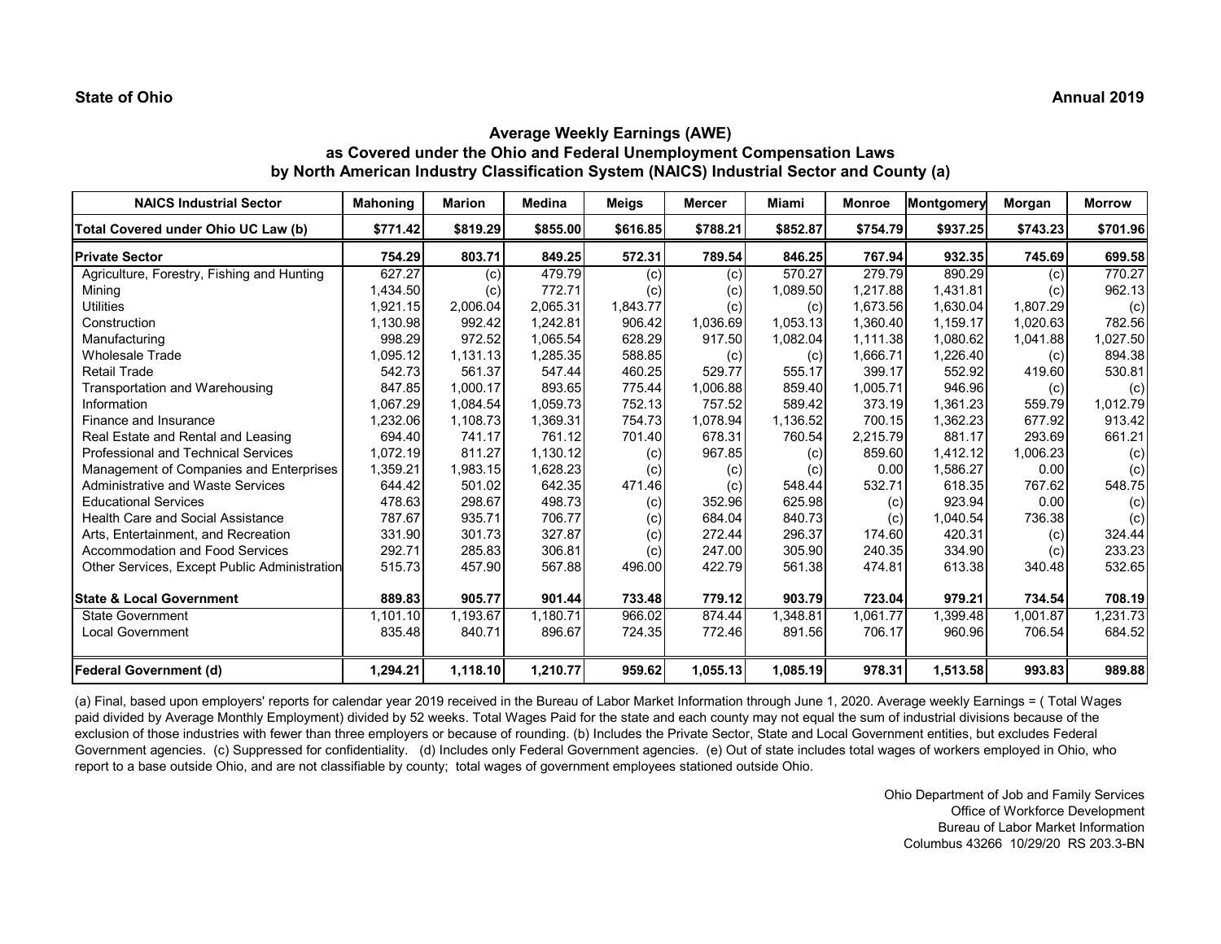**State of Ohio** **Annual 2019**

### Average Weekly Earnings (AWE)
### as Covered under the Ohio and Federal Unemployment Compensation Laws
### by North American Industry Classification System (NAICS) Industrial Sector and County (a)

| NAICS Industrial Sector | Mahoning | Marion | Medina | Meigs | Mercer | Miami | Monroe | Montgomery | Morgan | Morrow |
|---|---|---|---|---|---|---|---|---|---|---|
| **Total Covered under Ohio UC Law (b)** | **$771.42** | **$819.29** | **$855.00** | **$616.85** | **$788.21** | **$852.87** | **$754.79** | **$937.25** | **$743.23** | **$701.96** |
| **Private Sector** | **754.29** | **803.71** | **849.25** | **572.31** | **789.54** | **846.25** | **767.94** | **932.35** | **745.69** | **699.58** |
| Agriculture, Forestry, Fishing and Hunting | 627.27 | (c) | 479.79 | (c) | (c) | 570.27 | 279.79 | 890.29 | (c) | 770.27 |
| Mining | 1,434.50 | (c) | 772.71 | (c) | (c) | 1,089.50 | 1,217.88 | 1,431.81 | (c) | 962.13 |
| Utilities | 1,921.15 | 2,006.04 | 2,065.31 | 1,843.77 | (c) | (c) | 1,673.56 | 1,630.04 | 1,807.29 | (c) |
| Construction | 1,130.98 | 992.42 | 1,242.81 | 906.42 | 1,036.69 | 1,053.13 | 1,360.40 | 1,159.17 | 1,020.63 | 782.56 |
| Manufacturing | 998.29 | 972.52 | 1,065.54 | 628.29 | 917.50 | 1,082.04 | 1,111.38 | 1,080.62 | 1,041.88 | 1,027.50 |
| Wholesale Trade | 1,095.12 | 1,131.13 | 1,285.35 | 588.85 | (c) | (c) | 1,666.71 | 1,226.40 | (c) | 894.38 |
| Retail Trade | 542.73 | 561.37 | 547.44 | 460.25 | 529.77 | 555.17 | 399.17 | 552.92 | 419.60 | 530.81 |
| Transportation and Warehousing | 847.85 | 1,000.17 | 893.65 | 775.44 | 1,006.88 | 859.40 | 1,005.71 | 946.96 | (c) | (c) |
| Information | 1,067.29 | 1,084.54 | 1,059.73 | 752.13 | 757.52 | 589.42 | 373.19 | 1,361.23 | 559.79 | 1,012.79 |
| Finance and Insurance | 1,232.06 | 1,108.73 | 1,369.31 | 754.73 | 1,078.94 | 1,136.52 | 700.15 | 1,362.23 | 677.92 | 913.42 |
| Real Estate and Rental and Leasing | 694.40 | 741.17 | 761.12 | 701.40 | 678.31 | 760.54 | 2,215.79 | 881.17 | 293.69 | 661.21 |
| Professional and Technical Services | 1,072.19 | 811.27 | 1,130.12 | (c) | 967.85 | (c) | 859.60 | 1,412.12 | 1,006.23 | (c) |
| Management of Companies and Enterprises | 1,359.21 | 1,983.15 | 1,628.23 | (c) | (c) | (c) | 0.00 | 1,586.27 | 0.00 | (c) |
| Administrative and Waste Services | 644.42 | 501.02 | 642.35 | 471.46 | (c) | 548.44 | 532.71 | 618.35 | 767.62 | 548.75 |
| Educational Services | 478.63 | 298.67 | 498.73 | (c) | 352.96 | 625.98 | (c) | 923.94 | 0.00 | (c) |
| Health Care and Social Assistance | 787.67 | 935.71 | 706.77 | (c) | 684.04 | 840.73 | (c) | 1,040.54 | 736.38 | (c) |
| Arts, Entertainment, and Recreation | 331.90 | 301.73 | 327.87 | (c) | 272.44 | 296.37 | 174.60 | 420.31 | (c) | 324.44 |
| Accommodation and Food Services | 292.71 | 285.83 | 306.81 | (c) | 247.00 | 305.90 | 240.35 | 334.90 | (c) | 233.23 |
| Other Services, Except Public Administration | 515.73 | 457.90 | 567.88 | 496.00 | 422.79 | 561.38 | 474.81 | 613.38 | 340.48 | 532.65 |
| **State & Local Government** | **889.83** | **905.77** | **901.44** | **733.48** | **779.12** | **903.79** | **723.04** | **979.21** | **734.54** | **708.19** |
| State Government | 1,101.10 | 1,193.67 | 1,180.71 | 966.02 | 874.44 | 1,348.81 | 1,061.77 | 1,399.48 | 1,001.87 | 1,231.73 |
| Local Government | 835.48 | 840.71 | 896.67 | 724.35 | 772.46 | 891.56 | 706.17 | 960.96 | 706.54 | 684.52 |
| **Federal Government (d)** | **1,294.21** | **1,118.10** | **1,210.77** | **959.62** | **1,055.13** | **1,085.19** | **978.31** | **1,513.58** | **993.83** | **989.88** |

(a) Final, based upon employers' reports for calendar year 2019 received in the Bureau of Labor Market Information through June 1, 2020. Average weekly Earnings = ( Total Wages paid divided by Average Monthly Employment) divided by 52 weeks. Total Wages Paid for the state and each county may not equal the sum of industrial divisions because of the exclusion of those industries with fewer than three employers or because of rounding. (b) Includes the Private Sector, State and Local Government entities, but excludes Federal Government agencies. (c) Suppressed for confidentiality. (d) Includes only Federal Government agencies. (e) Out of state includes total wages of workers employed in Ohio, who report to a base outside Ohio, and are not classifiable by county; total wages of government employees stationed outside Ohio.

Ohio Department of Job and Family Services
Office of Workforce Development
Bureau of Labor Market Information
Columbus 43266 10/29/20 RS 203.3-BN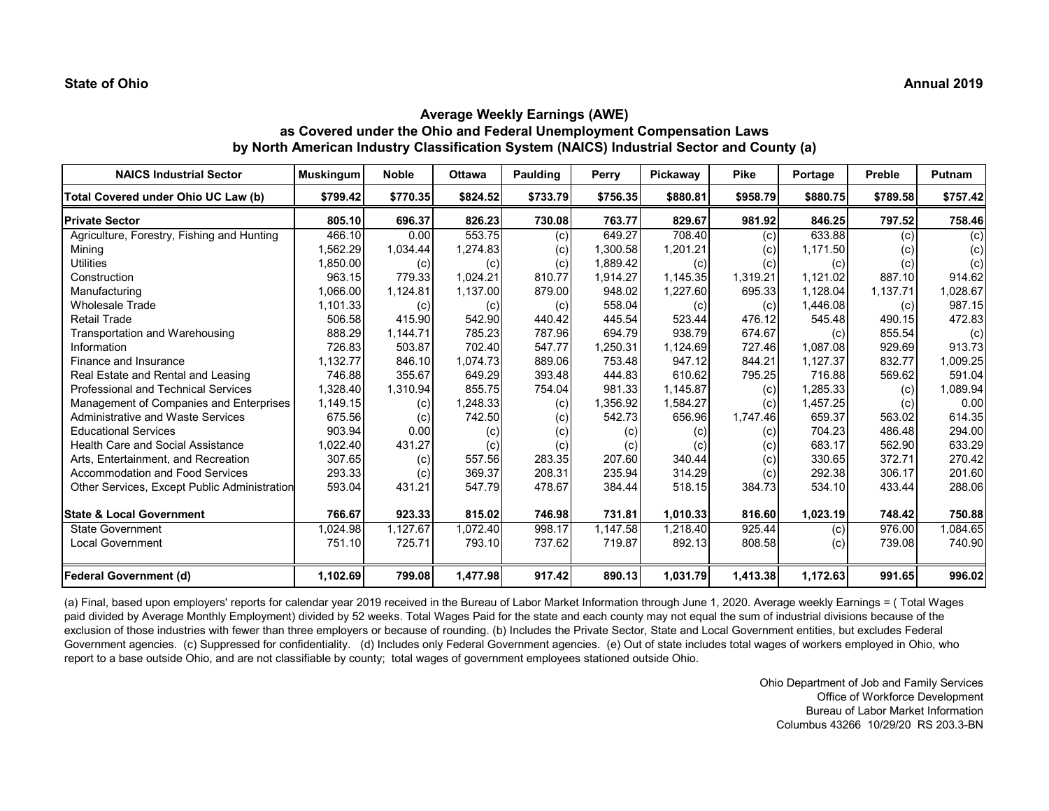**State of Ohio** **Annual 2019**

## Average Weekly Earnings (AWE)
## as Covered under the Ohio and Federal Unemployment Compensation Laws
## by North American Industry Classification System (NAICS) Industrial Sector and County (a)

| NAICS Industrial Sector | Muskingum | Noble | Ottawa | Paulding | Perry | Pickaway | Pike | Portage | Preble | Putnam |
|---|---|---|---|---|---|---|---|---|---|---|
| **Total Covered under Ohio UC Law (b)** | **$799.42** | **$770.35** | **$824.52** | **$733.79** | **$756.35** | **$880.81** | **$958.79** | **$880.75** | **$789.58** | **$757.42** |
| **Private Sector** | **805.10** | **696.37** | **826.23** | **730.08** | **763.77** | **829.67** | **981.92** | **846.25** | **797.52** | **758.46** |
| Agriculture, Forestry, Fishing and Hunting | 466.10 | 0.00 | 553.75 | (c) | 649.27 | 708.40 | (c) | 633.88 | (c) | (c) |
| Mining | 1,562.29 | 1,034.44 | 1,274.83 | (c) | 1,300.58 | 1,201.21 | (c) | 1,171.50 | (c) | (c) |
| Utilities | 1,850.00 | (c) | (c) | (c) | 1,889.42 | (c) | (c) | (c) | (c) | (c) |
| Construction | 963.15 | 779.33 | 1,024.21 | 810.77 | 1,914.27 | 1,145.35 | 1,319.21 | 1,121.02 | 887.10 | 914.62 |
| Manufacturing | 1,066.00 | 1,124.81 | 1,137.00 | 879.00 | 948.02 | 1,227.60 | 695.33 | 1,128.04 | 1,137.71 | 1,028.67 |
| Wholesale Trade | 1,101.33 | (c) | (c) | (c) | 558.04 | (c) | (c) | 1,446.08 | (c) | 987.15 |
| Retail Trade | 506.58 | 415.90 | 542.90 | 440.42 | 445.54 | 523.44 | 476.12 | 545.48 | 490.15 | 472.83 |
| Transportation and Warehousing | 888.29 | 1,144.71 | 785.23 | 787.96 | 694.79 | 938.79 | 674.67 | (c) | 855.54 | (c) |
| Information | 726.83 | 503.87 | 702.40 | 547.77 | 1,250.31 | 1,124.69 | 727.46 | 1,087.08 | 929.69 | 913.73 |
| Finance and Insurance | 1,132.77 | 846.10 | 1,074.73 | 889.06 | 753.48 | 947.12 | 844.21 | 1,127.37 | 832.77 | 1,009.25 |
| Real Estate and Rental and Leasing | 746.88 | 355.67 | 649.29 | 393.48 | 444.83 | 610.62 | 795.25 | 716.88 | 569.62 | 591.04 |
| Professional and Technical Services | 1,328.40 | 1,310.94 | 855.75 | 754.04 | 981.33 | 1,145.87 | (c) | 1,285.33 | (c) | 1,089.94 |
| Management of Companies and Enterprises | 1,149.15 | (c) | 1,248.33 | (c) | 1,356.92 | 1,584.27 | (c) | 1,457.25 | (c) | 0.00 |
| Administrative and Waste Services | 675.56 | (c) | 742.50 | (c) | 542.73 | 656.96 | 1,747.46 | 659.37 | 563.02 | 614.35 |
| Educational Services | 903.94 | 0.00 | (c) | (c) | (c) | (c) | (c) | 704.23 | 486.48 | 294.00 |
| Health Care and Social Assistance | 1,022.40 | 431.27 | (c) | (c) | (c) | (c) | (c) | 683.17 | 562.90 | 633.29 |
| Arts, Entertainment, and Recreation | 307.65 | (c) | 557.56 | 283.35 | 207.60 | 340.44 | (c) | 330.65 | 372.71 | 270.42 |
| Accommodation and Food Services | 293.33 | (c) | 369.37 | 208.31 | 235.94 | 314.29 | (c) | 292.38 | 306.17 | 201.60 |
| Other Services, Except Public Administration | 593.04 | 431.21 | 547.79 | 478.67 | 384.44 | 518.15 | 384.73 | 534.10 | 433.44 | 288.06 |
| **State & Local Government** | **766.67** | **923.33** | **815.02** | **746.98** | **731.81** | **1,010.33** | **816.60** | **1,023.19** | **748.42** | **750.88** |
| State Government | 1,024.98 | 1,127.67 | 1,072.40 | 998.17 | 1,147.58 | 1,218.40 | 925.44 | (c) | 976.00 | 1,084.65 |
| Local Government | 751.10 | 725.71 | 793.10 | 737.62 | 719.87 | 892.13 | 808.58 | (c) | 739.08 | 740.90 |
| **Federal Government (d)** | **1,102.69** | **799.08** | **1,477.98** | **917.42** | **890.13** | **1,031.79** | **1,413.38** | **1,172.63** | **991.65** | **996.02** |

(a) Final, based upon employers' reports for calendar year 2019 received in the Bureau of Labor Market Information through June 1, 2020. Average weekly Earnings = ( Total Wages paid divided by Average Monthly Employment) divided by 52 weeks. Total Wages Paid for the state and each county may not equal the sum of industrial divisions because of the exclusion of those industries with fewer than three employers or because of rounding. (b) Includes the Private Sector, State and Local Government entities, but excludes Federal Government agencies. (c) Suppressed for confidentiality. (d) Includes only Federal Government agencies. (e) Out of state includes total wages of workers employed in Ohio, who report to a base outside Ohio, and are not classifiable by county; total wages of government employees stationed outside Ohio.

Ohio Department of Job and Family Services
Office of Workforce Development
Bureau of Labor Market Information
Columbus 43266 10/29/20 RS 203.3-BN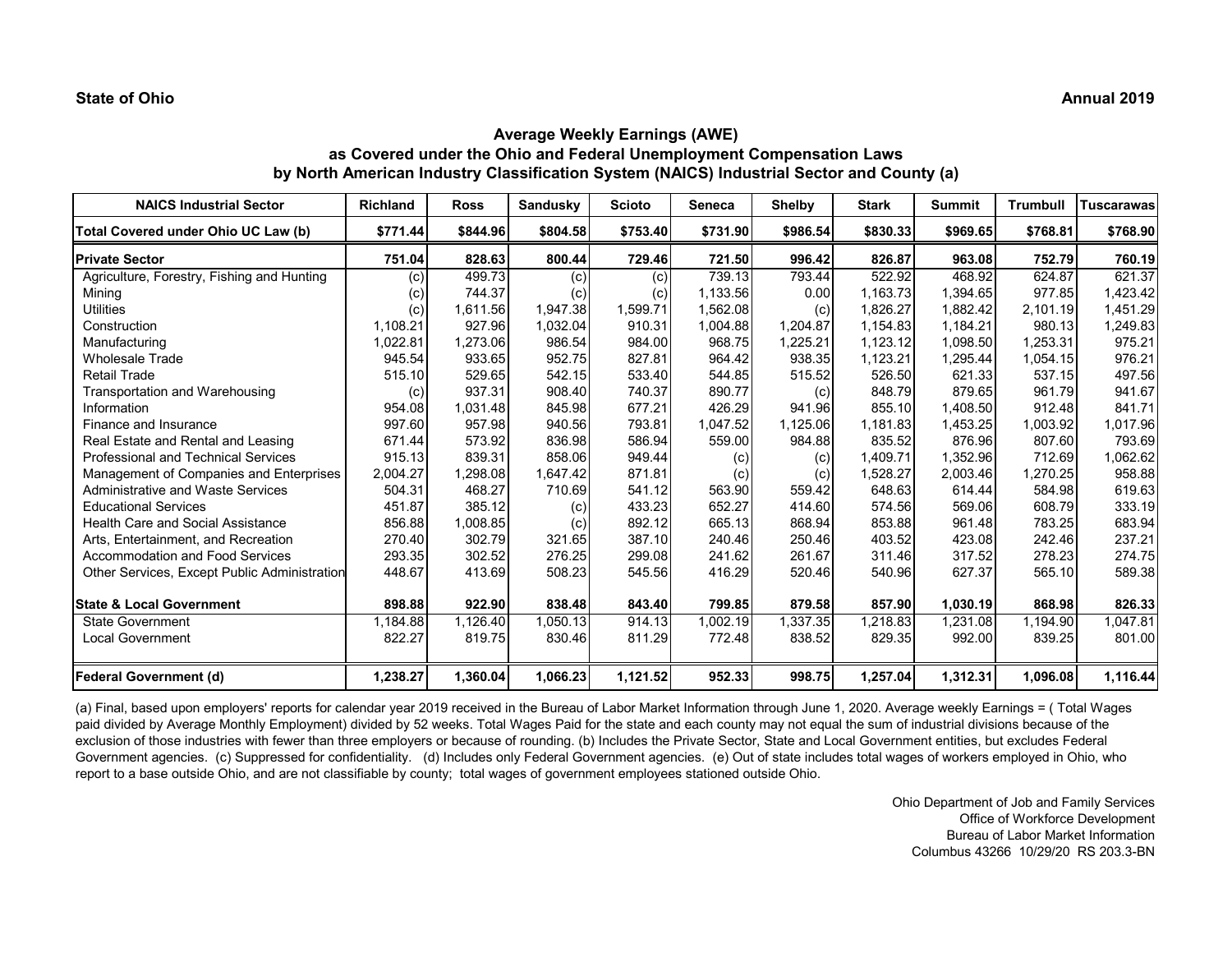**State of Ohio** **Annual 2019**

## Average Weekly Earnings (AWE) as Covered under the Ohio and Federal Unemployment Compensation Laws by North American Industry Classification System (NAICS) Industrial Sector and County (a)

| NAICS Industrial Sector | Richland | Ross | Sandusky | Scioto | Seneca | Shelby | Stark | Summit | Trumbull | Tuscarawas |
|---|---|---|---|---|---|---|---|---|---|---|
| **Total Covered under Ohio UC Law (b)** | **$771.44** | **$844.96** | **$804.58** | **$753.40** | **$731.90** | **$986.54** | **$830.33** | **$969.65** | **$768.81** | **$768.90** |
| **Private Sector** | **751.04** | **828.63** | **800.44** | **729.46** | **721.50** | **996.42** | **826.87** | **963.08** | **752.79** | **760.19** |
| Agriculture, Forestry, Fishing and Hunting | (c) | 499.73 | (c) | (c) | 739.13 | 793.44 | 522.92 | 468.92 | 624.87 | 621.37 |
| Mining | (c) | 744.37 | (c) | (c) | 1,133.56 | 0.00 | 1,163.73 | 1,394.65 | 977.85 | 1,423.42 |
| Utilities | (c) | 1,611.56 | 1,947.38 | 1,599.71 | 1,562.08 | (c) | 1,826.27 | 1,882.42 | 2,101.19 | 1,451.29 |
| Construction | 1,108.21 | 927.96 | 1,032.04 | 910.31 | 1,004.88 | 1,204.87 | 1,154.83 | 1,184.21 | 980.13 | 1,249.83 |
| Manufacturing | 1,022.81 | 1,273.06 | 986.54 | 984.00 | 968.75 | 1,225.21 | 1,123.12 | 1,098.50 | 1,253.31 | 975.21 |
| Wholesale Trade | 945.54 | 933.65 | 952.75 | 827.81 | 964.42 | 938.35 | 1,123.21 | 1,295.44 | 1,054.15 | 976.21 |
| Retail Trade | 515.10 | 529.65 | 542.15 | 533.40 | 544.85 | 515.52 | 526.50 | 621.33 | 537.15 | 497.56 |
| Transportation and Warehousing | (c) | 937.31 | 908.40 | 740.37 | 890.77 | (c) | 848.79 | 879.65 | 961.79 | 941.67 |
| Information | 954.08 | 1,031.48 | 845.98 | 677.21 | 426.29 | 941.96 | 855.10 | 1,408.50 | 912.48 | 841.71 |
| Finance and Insurance | 997.60 | 957.98 | 940.56 | 793.81 | 1,047.52 | 1,125.06 | 1,181.83 | 1,453.25 | 1,003.92 | 1,017.96 |
| Real Estate and Rental and Leasing | 671.44 | 573.92 | 836.98 | 586.94 | 559.00 | 984.88 | 835.52 | 876.96 | 807.60 | 793.69 |
| Professional and Technical Services | 915.13 | 839.31 | 858.06 | 949.44 | (c) | (c) | 1,409.71 | 1,352.96 | 712.69 | 1,062.62 |
| Management of Companies and Enterprises | 2,004.27 | 1,298.08 | 1,647.42 | 871.81 | (c) | (c) | 1,528.27 | 2,003.46 | 1,270.25 | 958.88 |
| Administrative and Waste Services | 504.31 | 468.27 | 710.69 | 541.12 | 563.90 | 559.42 | 648.63 | 614.44 | 584.98 | 619.63 |
| Educational Services | 451.87 | 385.12 | (c) | 433.23 | 652.27 | 414.60 | 574.56 | 569.06 | 608.79 | 333.19 |
| Health Care and Social Assistance | 856.88 | 1,008.85 | (c) | 892.12 | 665.13 | 868.94 | 853.88 | 961.48 | 783.25 | 683.94 |
| Arts, Entertainment, and Recreation | 270.40 | 302.79 | 321.65 | 387.10 | 240.46 | 250.46 | 403.52 | 423.08 | 242.46 | 237.21 |
| Accommodation and Food Services | 293.35 | 302.52 | 276.25 | 299.08 | 241.62 | 261.67 | 311.46 | 317.52 | 278.23 | 274.75 |
| Other Services, Except Public Administration | 448.67 | 413.69 | 508.23 | 545.56 | 416.29 | 520.46 | 540.96 | 627.37 | 565.10 | 589.38 |
| **State & Local Government** | **898.88** | **922.90** | **838.48** | **843.40** | **799.85** | **879.58** | **857.90** | **1,030.19** | **868.98** | **826.33** |
| State Government | 1,184.88 | 1,126.40 | 1,050.13 | 914.13 | 1,002.19 | 1,337.35 | 1,218.83 | 1,231.08 | 1,194.90 | 1,047.81 |
| Local Government | 822.27 | 819.75 | 830.46 | 811.29 | 772.48 | 838.52 | 829.35 | 992.00 | 839.25 | 801.00 |
| **Federal Government (d)** | **1,238.27** | **1,360.04** | **1,066.23** | **1,121.52** | **952.33** | **998.75** | **1,257.04** | **1,312.31** | **1,096.08** | **1,116.44** |

(a) Final, based upon employers' reports for calendar year 2019 received in the Bureau of Labor Market Information through June 1, 2020. Average weekly Earnings = ( Total Wages paid divided by Average Monthly Employment) divided by 52 weeks. Total Wages Paid for the state and each county may not equal the sum of industrial divisions because of the exclusion of those industries with fewer than three employers or because of rounding. (b) Includes the Private Sector, State and Local Government entities, but excludes Federal Government agencies. (c) Suppressed for confidentiality. (d) Includes only Federal Government agencies. (e) Out of state includes total wages of workers employed in Ohio, who report to a base outside Ohio, and are not classifiable by county; total wages of government employees stationed outside Ohio.

Ohio Department of Job and Family Services
Office of Workforce Development
Bureau of Labor Market Information
Columbus 43266 10/29/20 RS 203.3-BN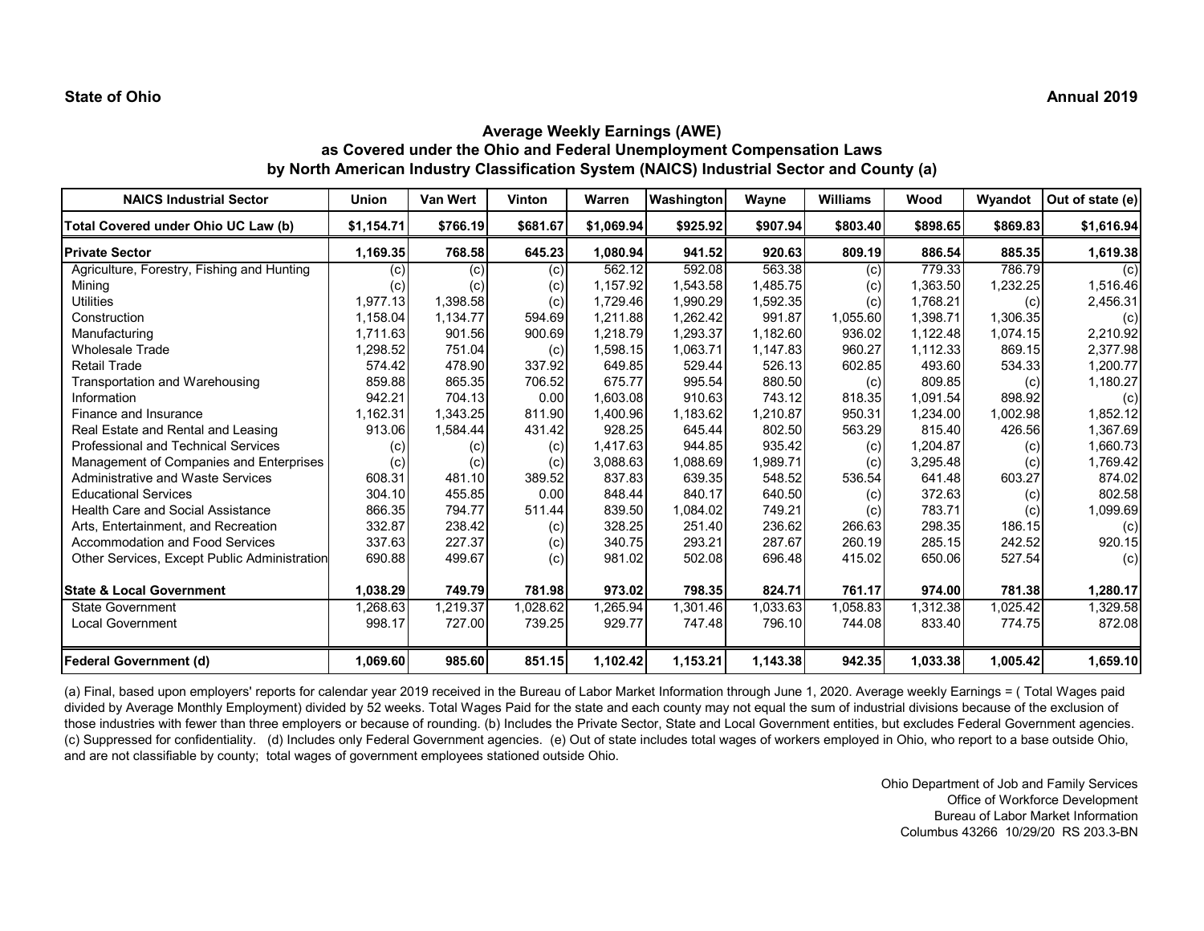**State of Ohio** **Annual 2019**

## Average Weekly Earnings (AWE)
## as Covered under the Ohio and Federal Unemployment Compensation Laws
## by North American Industry Classification System (NAICS) Industrial Sector and County (a)

| NAICS Industrial Sector | Union | Van Wert | Vinton | Warren | Washington | Wayne | Williams | Wood | Wyandot | Out of state (e) |
|---|---|---|---|---|---|---|---|---|---|---|
| **Total Covered under Ohio UC Law (b)** | **$1,154.71** | **$766.19** | **$681.67** | **$1,069.94** | **$925.92** | **$907.94** | **$803.40** | **$898.65** | **$869.83** | **$1,616.94** |
| **Private Sector** | **1,169.35** | **768.58** | **645.23** | **1,080.94** | **941.52** | **920.63** | **809.19** | **886.54** | **885.35** | **1,619.38** |
| Agriculture, Forestry, Fishing and Hunting | (c) | (c) | (c) | 562.12 | 592.08 | 563.38 | (c) | 779.33 | 786.79 | (c) |
| Mining | (c) | (c) | (c) | 1,157.92 | 1,543.58 | 1,485.75 | (c) | 1,363.50 | 1,232.25 | 1,516.46 |
| Utilities | 1,977.13 | 1,398.58 | (c) | 1,729.46 | 1,990.29 | 1,592.35 | (c) | 1,768.21 | (c) | 2,456.31 |
| Construction | 1,158.04 | 1,134.77 | 594.69 | 1,211.88 | 1,262.42 | 991.87 | 1,055.60 | 1,398.71 | 1,306.35 | (c) |
| Manufacturing | 1,711.63 | 901.56 | 900.69 | 1,218.79 | 1,293.37 | 1,182.60 | 936.02 | 1,122.48 | 1,074.15 | 2,210.92 |
| Wholesale Trade | 1,298.52 | 751.04 | (c) | 1,598.15 | 1,063.71 | 1,147.83 | 960.27 | 1,112.33 | 869.15 | 2,377.98 |
| Retail Trade | 574.42 | 478.90 | 337.92 | 649.85 | 529.44 | 526.13 | 602.85 | 493.60 | 534.33 | 1,200.77 |
| Transportation and Warehousing | 859.88 | 865.35 | 706.52 | 675.77 | 995.54 | 880.50 | (c) | 809.85 | (c) | 1,180.27 |
| Information | 942.21 | 704.13 | 0.00 | 1,603.08 | 910.63 | 743.12 | 818.35 | 1,091.54 | 898.92 | (c) |
| Finance and Insurance | 1,162.31 | 1,343.25 | 811.90 | 1,400.96 | 1,183.62 | 1,210.87 | 950.31 | 1,234.00 | 1,002.98 | 1,852.12 |
| Real Estate and Rental and Leasing | 913.06 | 1,584.44 | 431.42 | 928.25 | 645.44 | 802.50 | 563.29 | 815.40 | 426.56 | 1,367.69 |
| Professional and Technical Services | (c) | (c) | (c) | 1,417.63 | 944.85 | 935.42 | (c) | 1,204.87 | (c) | 1,660.73 |
| Management of Companies and Enterprises | (c) | (c) | (c) | 3,088.63 | 1,088.69 | 1,989.71 | (c) | 3,295.48 | (c) | 1,769.42 |
| Administrative and Waste Services | 608.31 | 481.10 | 389.52 | 837.83 | 639.35 | 548.52 | 536.54 | 641.48 | 603.27 | 874.02 |
| Educational Services | 304.10 | 455.85 | 0.00 | 848.44 | 840.17 | 640.50 | (c) | 372.63 | (c) | 802.58 |
| Health Care and Social Assistance | 866.35 | 794.77 | 511.44 | 839.50 | 1,084.02 | 749.21 | (c) | 783.71 | (c) | 1,099.69 |
| Arts, Entertainment, and Recreation | 332.87 | 238.42 | (c) | 328.25 | 251.40 | 236.62 | 266.63 | 298.35 | 186.15 | (c) |
| Accommodation and Food Services | 337.63 | 227.37 | (c) | 340.75 | 293.21 | 287.67 | 260.19 | 285.15 | 242.52 | 920.15 |
| Other Services, Except Public Administration | 690.88 | 499.67 | (c) | 981.02 | 502.08 | 696.48 | 415.02 | 650.06 | 527.54 | (c) |
| **State & Local Government** | **1,038.29** | **749.79** | **781.98** | **973.02** | **798.35** | **824.71** | **761.17** | **974.00** | **781.38** | **1,280.17** |
| State Government | 1,268.63 | 1,219.37 | 1,028.62 | 1,265.94 | 1,301.46 | 1,033.63 | 1,058.83 | 1,312.38 | 1,025.42 | 1,329.58 |
| Local Government | 998.17 | 727.00 | 739.25 | 929.77 | 747.48 | 796.10 | 744.08 | 833.40 | 774.75 | 872.08 |
| **Federal Government (d)** | **1,069.60** | **985.60** | **851.15** | **1,102.42** | **1,153.21** | **1,143.38** | **942.35** | **1,033.38** | **1,005.42** | **1,659.10** |

(a) Final, based upon employers' reports for calendar year 2019 received in the Bureau of Labor Market Information through June 1, 2020. Average weekly Earnings = ( Total Wages paid divided by Average Monthly Employment) divided by 52 weeks. Total Wages Paid for the state and each county may not equal the sum of industrial divisions because of the exclusion of those industries with fewer than three employers or because of rounding. (b) Includes the Private Sector, State and Local Government entities, but excludes Federal Government agencies. (c) Suppressed for confidentiality. (d) Includes only Federal Government agencies. (e) Out of state includes total wages of workers employed in Ohio, who report to a base outside Ohio, and are not classifiable by county; total wages of government employees stationed outside Ohio.

Ohio Department of Job and Family Services
Office of Workforce Development
Bureau of Labor Market Information
Columbus 43266 10/29/20 RS 203.3-BN